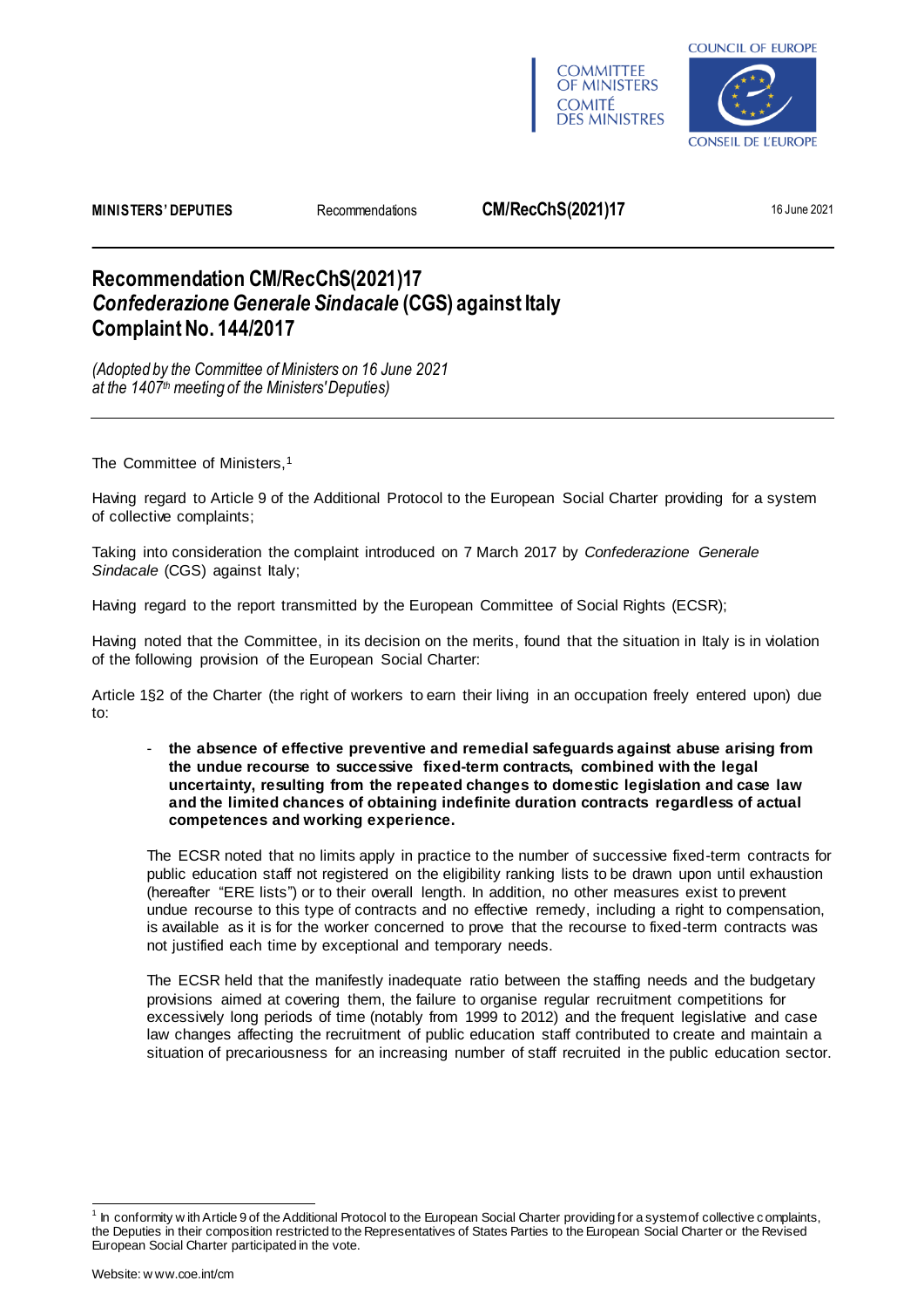COMMITTEE OF MINISTERS
COMITÉ DES MINISTRES

COUNCIL OF EUROPE
CONSEIL DE L'EUROPE

**MINISTERS' DEPUTIES** Recommendations **CM/RecChS(2021)17** 16 June 2021

# Recommendation CM/RecChS(2021)17
# *Confederazione Generale Sindacale* (CGS) against Italy
# Complaint No. 144/2017

*(Adopted by the Committee of Ministers on 16 June 2021 at the 1407th meeting of the Ministers' Deputies)*

---

The Committee of Ministers,[1]

Having regard to Article 9 of the Additional Protocol to the European Social Charter providing for a system of collective complaints;

Taking into consideration the complaint introduced on 7 March 2017 by *Confederazione Generale Sindacale* (CGS) against Italy;

Having regard to the report transmitted by the European Committee of Social Rights (ECSR);

Having noted that the Committee, in its decision on the merits, found that the situation in Italy is in violation of the following provision of the European Social Charter:

Article 1§2 of the Charter (the right of workers to earn their living in an occupation freely entered upon) due to:

- **the absence of effective preventive and remedial safeguards against abuse arising from the undue recourse to successive fixed-term contracts, combined with the legal uncertainty, resulting from the repeated changes to domestic legislation and case law and the limited chances of obtaining indefinite duration contracts regardless of actual competences and working experience.**

  The ECSR noted that no limits apply in practice to the number of successive fixed-term contracts for public education staff not registered on the eligibility ranking lists to be drawn upon until exhaustion (hereafter "ERE lists") or to their overall length. In addition, no other measures exist to prevent undue recourse to this type of contracts and no effective remedy, including a right to compensation, is available as it is for the worker concerned to prove that the recourse to fixed-term contracts was not justified each time by exceptional and temporary needs.

  The ECSR held that the manifestly inadequate ratio between the staffing needs and the budgetary provisions aimed at covering them, the failure to organise regular recruitment competitions for excessively long periods of time (notably from 1999 to 2012) and the frequent legislative and case law changes affecting the recruitment of public education staff contributed to create and maintain a situation of precariousness for an increasing number of staff recruited in the public education sector.

---

[1] In conformity with Article 9 of the Additional Protocol to the European Social Charter providing for a system of collective complaints, the Deputies in their composition restricted to the Representatives of States Parties to the European Social Charter or the Revised European Social Charter participated in the vote.

Website: www.coe.int/cm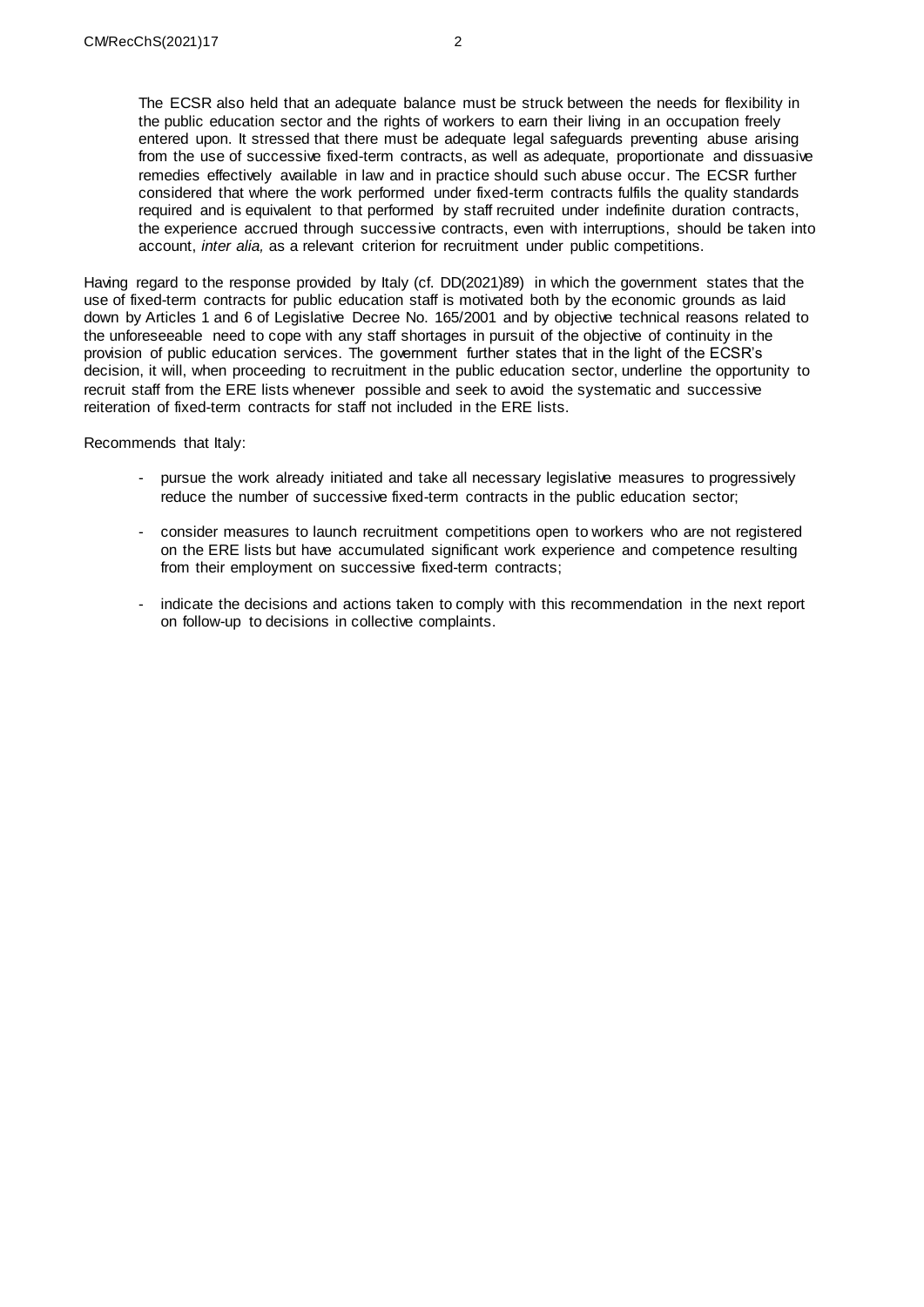The ECSR also held that an adequate balance must be struck between the needs for flexibility in the public education sector and the rights of workers to earn their living in an occupation freely entered upon. It stressed that there must be adequate legal safeguards preventing abuse arising from the use of successive fixed-term contracts, as well as adequate, proportionate and dissuasive remedies effectively available in law and in practice should such abuse occur. The ECSR further considered that where the work performed under fixed-term contracts fulfils the quality standards required and is equivalent to that performed by staff recruited under indefinite duration contracts, the experience accrued through successive contracts, even with interruptions, should be taken into account, *inter alia,* as a relevant criterion for recruitment under public competitions.

Having regard to the response provided by Italy (cf. DD(2021)89) in which the government states that the use of fixed-term contracts for public education staff is motivated both by the economic grounds as laid down by Articles 1 and 6 of Legislative Decree No. 165/2001 and by objective technical reasons related to the unforeseeable need to cope with any staff shortages in pursuit of the objective of continuity in the provision of public education services. The government further states that in the light of the ECSR's decision, it will, when proceeding to recruitment in the public education sector, underline the opportunity to recruit staff from the ERE lists whenever possible and seek to avoid the systematic and successive reiteration of fixed-term contracts for staff not included in the ERE lists.

Recommends that Italy:

- pursue the work already initiated and take all necessary legislative measures to progressively reduce the number of successive fixed-term contracts in the public education sector;
- consider measures to launch recruitment competitions open to workers who are not registered on the ERE lists but have accumulated significant work experience and competence resulting from their employment on successive fixed-term contracts;
- indicate the decisions and actions taken to comply with this recommendation in the next report on follow-up to decisions in collective complaints.